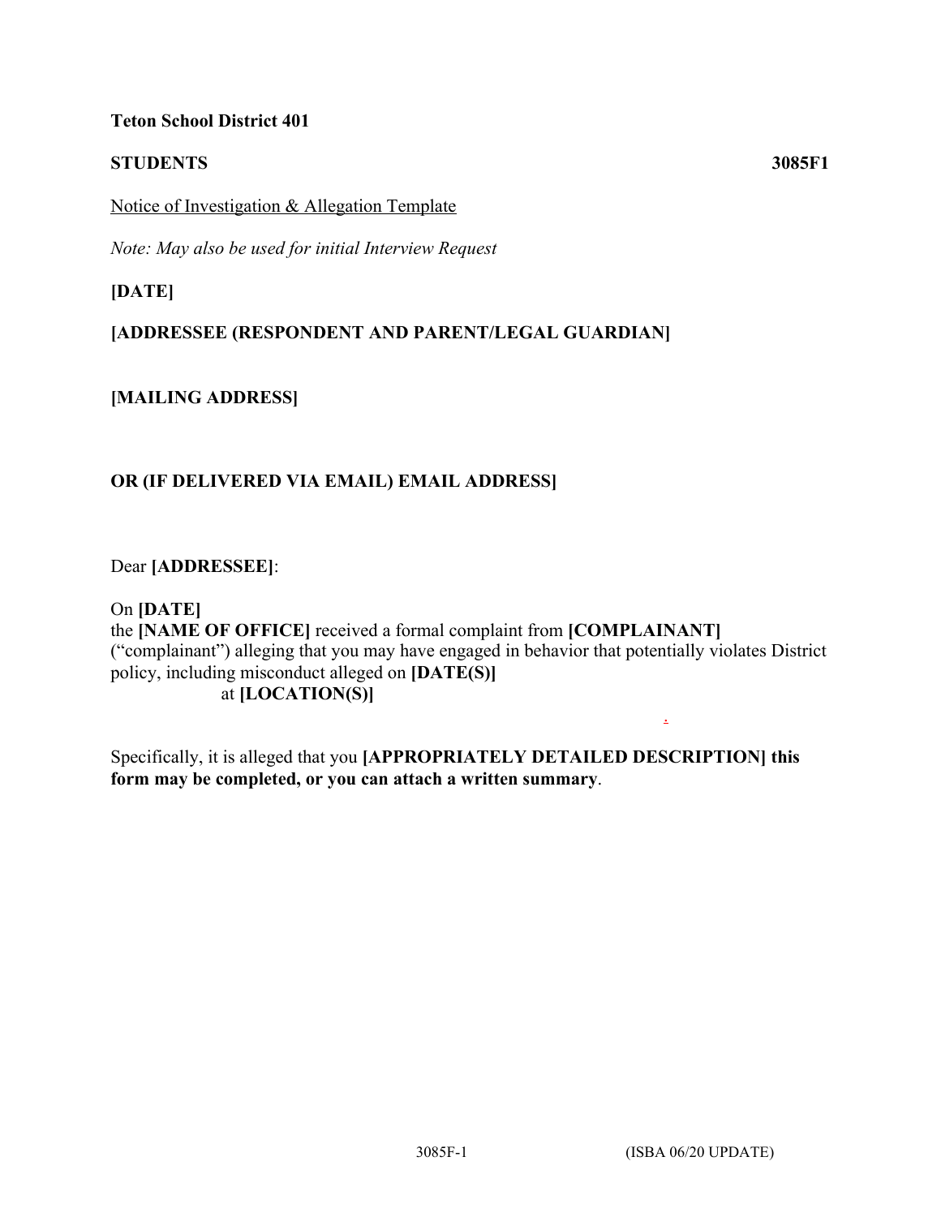**Teton School District 401**

**STUDENTS** **3085F1**

Notice of Investigation & Allegation Template

*Note: May also be used for initial Interview Request*

**[DATE]**

**[ADDRESSEE (RESPONDENT AND PARENT/LEGAL GUARDIAN]**

**[MAILING ADDRESS]**

**OR (IF DELIVERED VIA EMAIL) EMAIL ADDRESS]**

Dear **[ADDRESSEE]**:

On **[DATE]** the **[NAME OF OFFICE]** received a formal complaint from **[COMPLAINANT]** ("complainant") alleging that you may have engaged in behavior that potentially violates District policy, including misconduct alleged on **[DATE(S)]** at **[LOCATION(S)]**.

Specifically, it is alleged that you **[APPROPRIATELY DETAILED DESCRIPTION] this form may be completed, or you can attach a written summary**.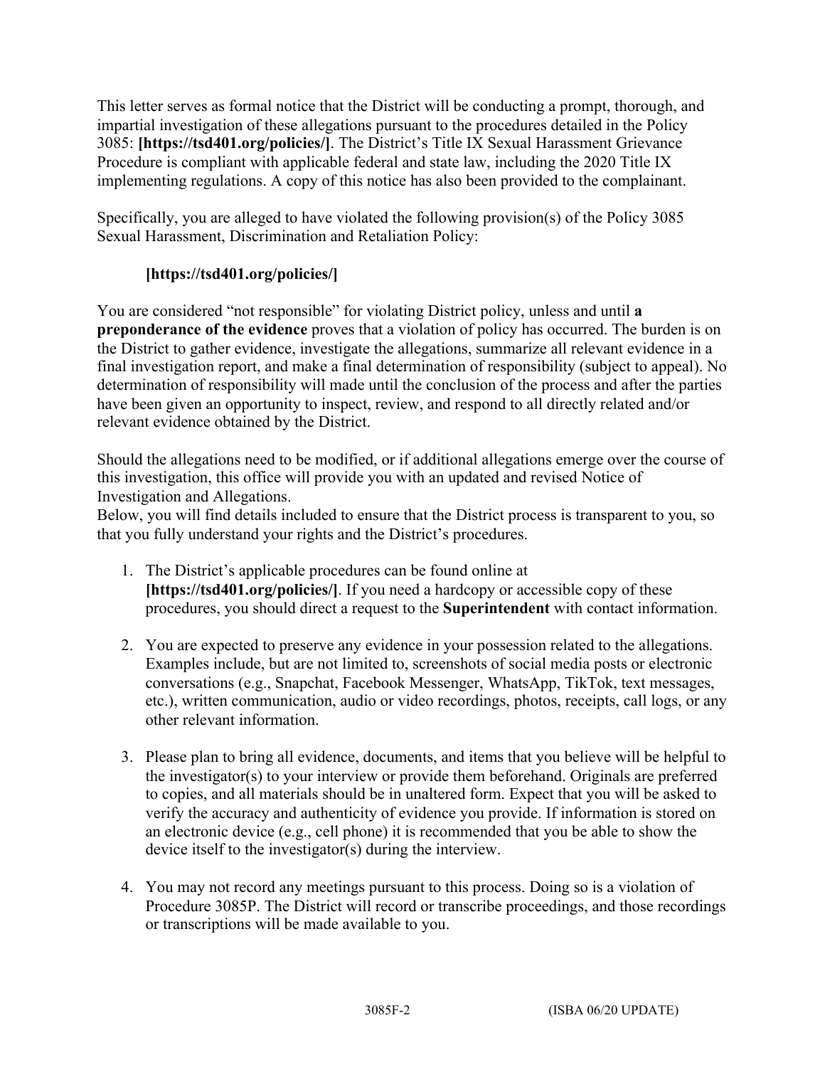This letter serves as formal notice that the District will be conducting a prompt, thorough, and impartial investigation of these allegations pursuant to the procedures detailed in the Policy 3085: **[https://tsd401.org/policies/]**. The District's Title IX Sexual Harassment Grievance Procedure is compliant with applicable federal and state law, including the 2020 Title IX implementing regulations. A copy of this notice has also been provided to the complainant.

Specifically, you are alleged to have violated the following provision(s) of the Policy 3085 Sexual Harassment, Discrimination and Retaliation Policy:

**[https://tsd401.org/policies/]**

You are considered "not responsible" for violating District policy, unless and until **a preponderance of the evidence** proves that a violation of policy has occurred. The burden is on the District to gather evidence, investigate the allegations, summarize all relevant evidence in a final investigation report, and make a final determination of responsibility (subject to appeal). No determination of responsibility will made until the conclusion of the process and after the parties have been given an opportunity to inspect, review, and respond to all directly related and/or relevant evidence obtained by the District.

Should the allegations need to be modified, or if additional allegations emerge over the course of this investigation, this office will provide you with an updated and revised Notice of Investigation and Allegations.

Below, you will find details included to ensure that the District process is transparent to you, so that you fully understand your rights and the District's procedures.

1. The District's applicable procedures can be found online at **[https://tsd401.org/policies/]**. If you need a hardcopy or accessible copy of these procedures, you should direct a request to the **Superintendent** with contact information.

2. You are expected to preserve any evidence in your possession related to the allegations. Examples include, but are not limited to, screenshots of social media posts or electronic conversations (e.g., Snapchat, Facebook Messenger, WhatsApp, TikTok, text messages, etc.), written communication, audio or video recordings, photos, receipts, call logs, or any other relevant information.

3. Please plan to bring all evidence, documents, and items that you believe will be helpful to the investigator(s) to your interview or provide them beforehand. Originals are preferred to copies, and all materials should be in unaltered form. Expect that you will be asked to verify the accuracy and authenticity of evidence you provide. If information is stored on an electronic device (e.g., cell phone) it is recommended that you be able to show the device itself to the investigator(s) during the interview.

4. You may not record any meetings pursuant to this process. Doing so is a violation of Procedure 3085P. The District will record or transcribe proceedings, and those recordings or transcriptions will be made available to you.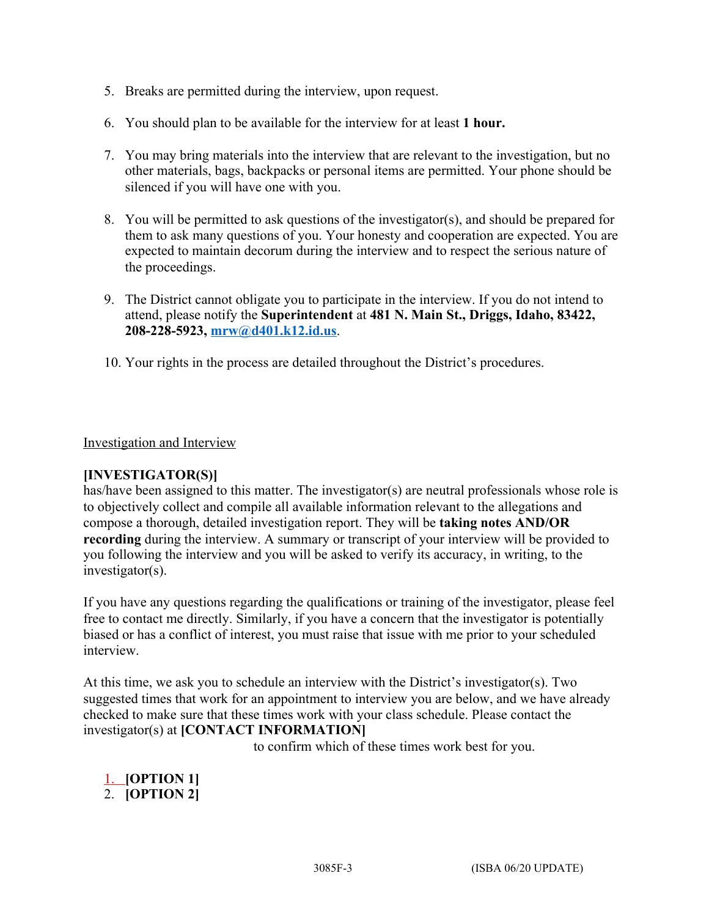5. Breaks are permitted during the interview, upon request.

6. You should plan to be available for the interview for at least **1 hour.**

7. You may bring materials into the interview that are relevant to the investigation, but no other materials, bags, backpacks or personal items are permitted. Your phone should be silenced if you will have one with you.

8. You will be permitted to ask questions of the investigator(s), and should be prepared for them to ask many questions of you. Your honesty and cooperation are expected. You are expected to maintain decorum during the interview and to respect the serious nature of the proceedings.

9. The District cannot obligate you to participate in the interview. If you do not intend to attend, please notify the **Superintendent** at **481 N. Main St., Driggs, Idaho, 83422, 208-228-5923, [mrw@d401.k12.id.us](mailto:mrw@d401.k12.id.us)**.

10. Your rights in the process are detailed throughout the District's procedures.

Investigation and Interview

**[INVESTIGATOR(S)]**
has/have been assigned to this matter. The investigator(s) are neutral professionals whose role is to objectively collect and compile all available information relevant to the allegations and compose a thorough, detailed investigation report. They will be **taking notes AND/OR recording** during the interview. A summary or transcript of your interview will be provided to you following the interview and you will be asked to verify its accuracy, in writing, to the investigator(s).

If you have any questions regarding the qualifications or training of the investigator, please feel free to contact me directly. Similarly, if you have a concern that the investigator is potentially biased or has a conflict of interest, you must raise that issue with me prior to your scheduled interview.

At this time, we ask you to schedule an interview with the District's investigator(s). Two suggested times that work for an appointment to interview you are below, and we have already checked to make sure that these times work with your class schedule. Please contact the investigator(s) at **[CONTACT INFORMATION]** to confirm which of these times work best for you.

1. **[OPTION 1]**
2. **[OPTION 2]**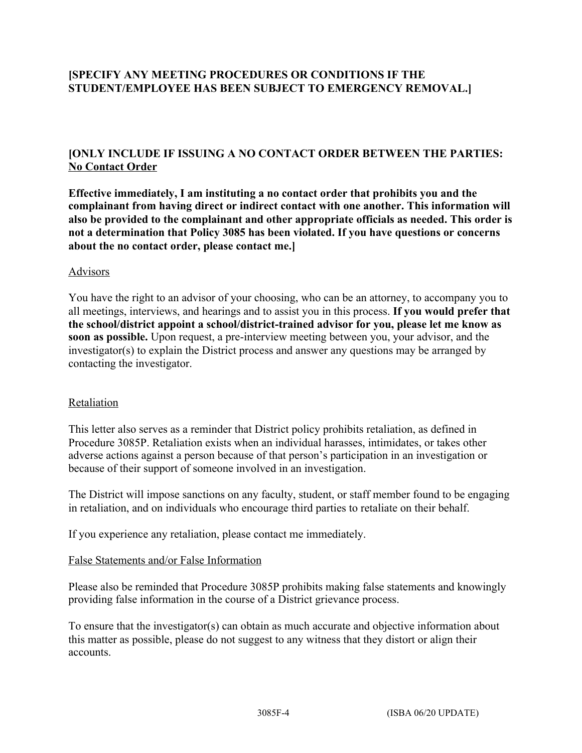**[SPECIFY ANY MEETING PROCEDURES OR CONDITIONS IF THE STUDENT/EMPLOYEE HAS BEEN SUBJECT TO EMERGENCY REMOVAL.]**

**[ONLY INCLUDE IF ISSUING A NO CONTACT ORDER BETWEEN THE PARTIES:**
**<u>No Contact Order</u>**

**Effective immediately, I am instituting a no contact order that prohibits you and the complainant from having direct or indirect contact with one another. This information will also be provided to the complainant and other appropriate officials as needed. This order is not a determination that Policy 3085 has been violated. If you have questions or concerns about the no contact order, please contact me.]**

<u>Advisors</u>

You have the right to an advisor of your choosing, who can be an attorney, to accompany you to all meetings, interviews, and hearings and to assist you in this process. **If you would prefer that the school/district appoint a school/district-trained advisor for you, please let me know as soon as possible.** Upon request, a pre-interview meeting between you, your advisor, and the investigator(s) to explain the District process and answer any questions may be arranged by contacting the investigator.

<u>Retaliation</u>

This letter also serves as a reminder that District policy prohibits retaliation, as defined in Procedure 3085P. Retaliation exists when an individual harasses, intimidates, or takes other adverse actions against a person because of that person's participation in an investigation or because of their support of someone involved in an investigation.

The District will impose sanctions on any faculty, student, or staff member found to be engaging in retaliation, and on individuals who encourage third parties to retaliate on their behalf.

If you experience any retaliation, please contact me immediately.

<u>False Statements and/or False Information</u>

Please also be reminded that Procedure 3085P prohibits making false statements and knowingly providing false information in the course of a District grievance process.

To ensure that the investigator(s) can obtain as much accurate and objective information about this matter as possible, please do not suggest to any witness that they distort or align their accounts.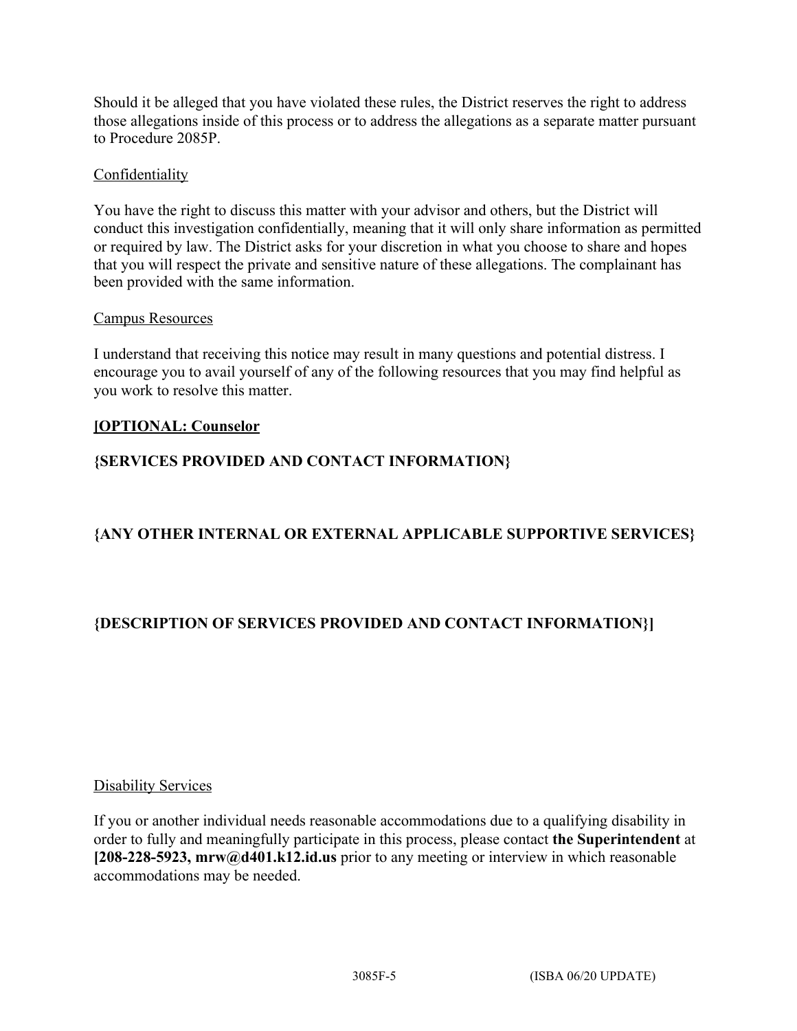Should it be alleged that you have violated these rules, the District reserves the right to address those allegations inside of this process or to address the allegations as a separate matter pursuant to Procedure 2085P.

Confidentiality

You have the right to discuss this matter with your advisor and others, but the District will conduct this investigation confidentially, meaning that it will only share information as permitted or required by law. The District asks for your discretion in what you choose to share and hopes that you will respect the private and sensitive nature of these allegations. The complainant has been provided with the same information.

Campus Resources

I understand that receiving this notice may result in many questions and potential distress. I encourage you to avail yourself of any of the following resources that you may find helpful as you work to resolve this matter.

**[OPTIONAL: Counselor**

**{SERVICES PROVIDED AND CONTACT INFORMATION}**

**{ANY OTHER INTERNAL OR EXTERNAL APPLICABLE SUPPORTIVE SERVICES}**

**{DESCRIPTION OF SERVICES PROVIDED AND CONTACT INFORMATION}]**

Disability Services

If you or another individual needs reasonable accommodations due to a qualifying disability in order to fully and meaningfully participate in this process, please contact **the Superintendent** at **[208-228-5923, mrw@d401.k12.id.us** prior to any meeting or interview in which reasonable accommodations may be needed.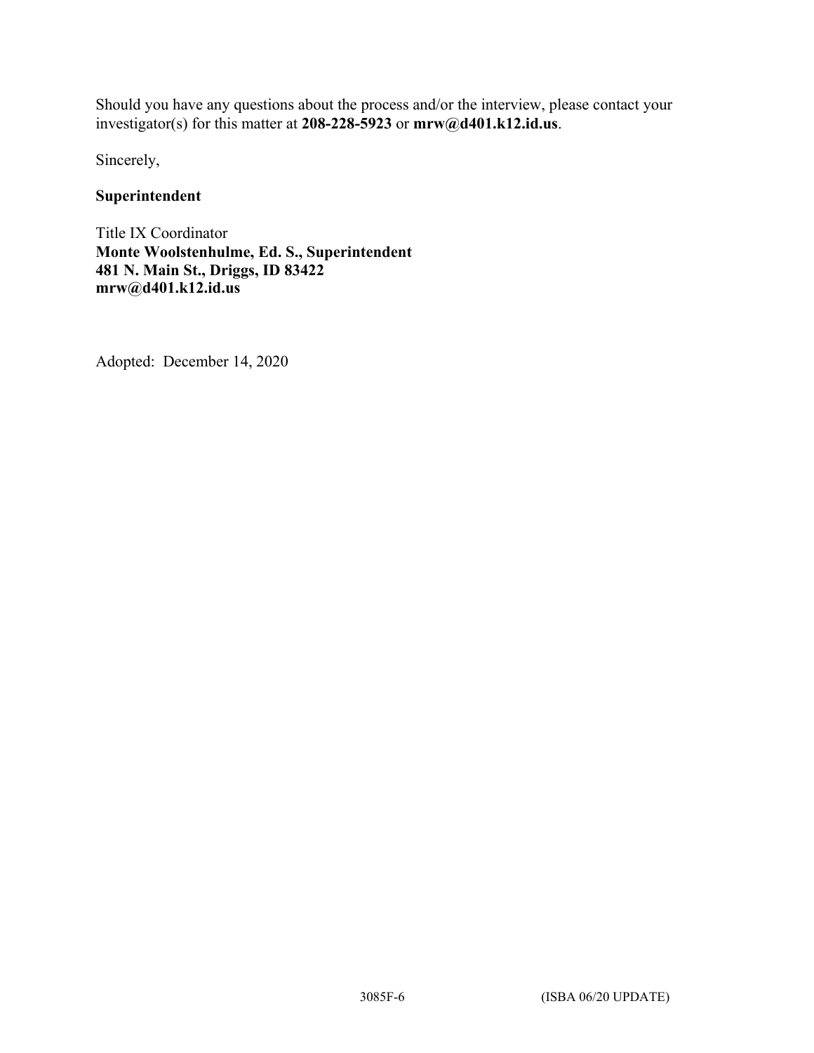Should you have any questions about the process and/or the interview, please contact your investigator(s) for this matter at **208-228-5923** or **mrw@d401.k12.id.us**.

Sincerely,

**Superintendent**

Title IX Coordinator
**Monte Woolstenhulme, Ed. S., Superintendent**
**481 N. Main St., Driggs, ID 83422**
**mrw@d401.k12.id.us**

Adopted: December 14, 2020

3085F-6 (ISBA 06/20 UPDATE)